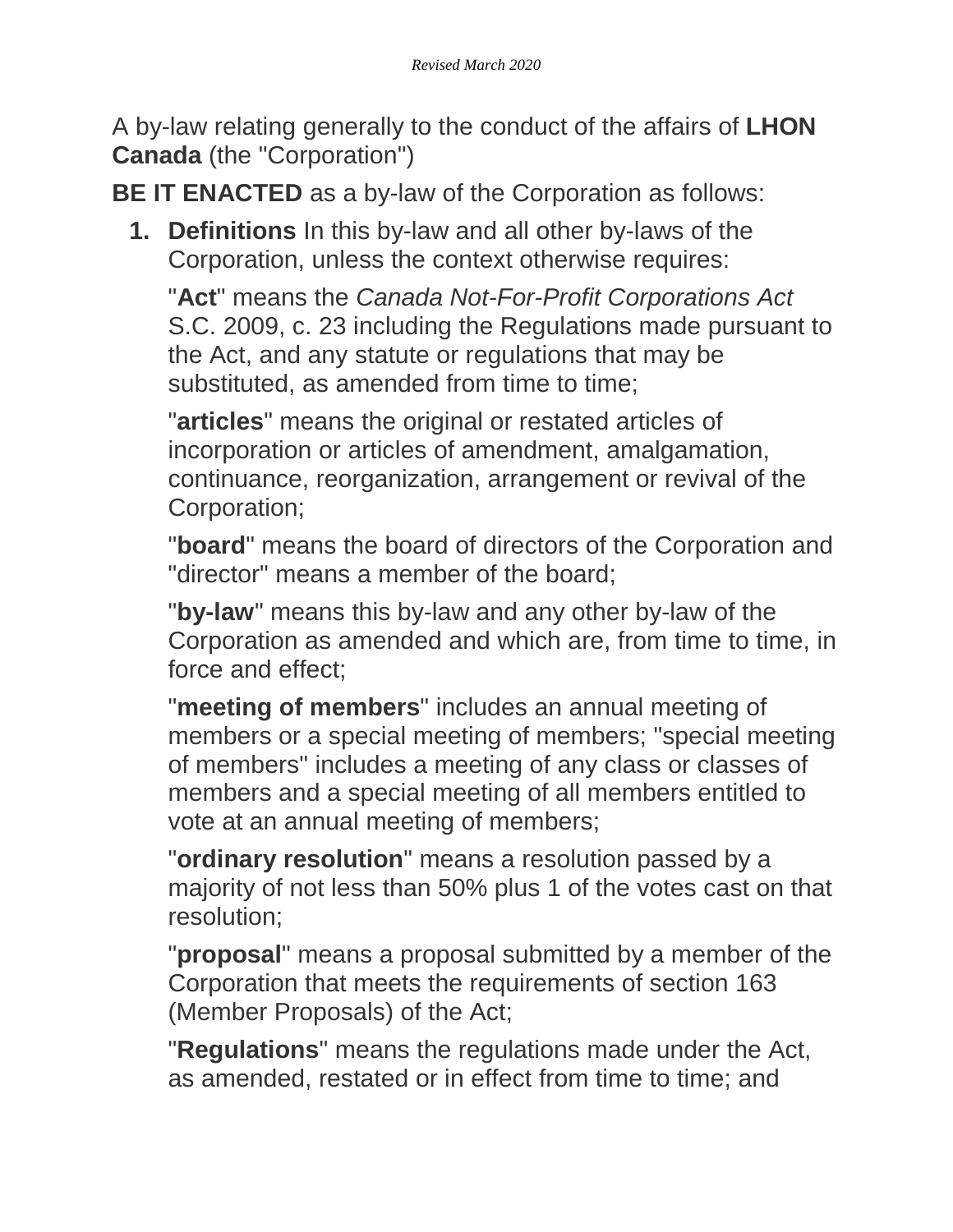*Revised March 2020*

A by-law relating generally to the conduct of the affairs of **LHON Canada** (the "Corporation")

**BE IT ENACTED** as a by-law of the Corporation as follows:

1. **Definitions** In this by-law and all other by-laws of the Corporation, unless the context otherwise requires:

   "**Act**" means the *Canada Not-For-Profit Corporations Act* S.C. 2009, c. 23 including the Regulations made pursuant to the Act, and any statute or regulations that may be substituted, as amended from time to time;

   "**articles**" means the original or restated articles of incorporation or articles of amendment, amalgamation, continuance, reorganization, arrangement or revival of the Corporation;

   "**board**" means the board of directors of the Corporation and "director" means a member of the board;

   "**by-law**" means this by-law and any other by-law of the Corporation as amended and which are, from time to time, in force and effect;

   "**meeting of members**" includes an annual meeting of members or a special meeting of members; "special meeting of members" includes a meeting of any class or classes of members and a special meeting of all members entitled to vote at an annual meeting of members;

   "**ordinary resolution**" means a resolution passed by a majority of not less than 50% plus 1 of the votes cast on that resolution;

   "**proposal**" means a proposal submitted by a member of the Corporation that meets the requirements of section 163 (Member Proposals) of the Act;

   "**Regulations**" means the regulations made under the Act, as amended, restated or in effect from time to time; and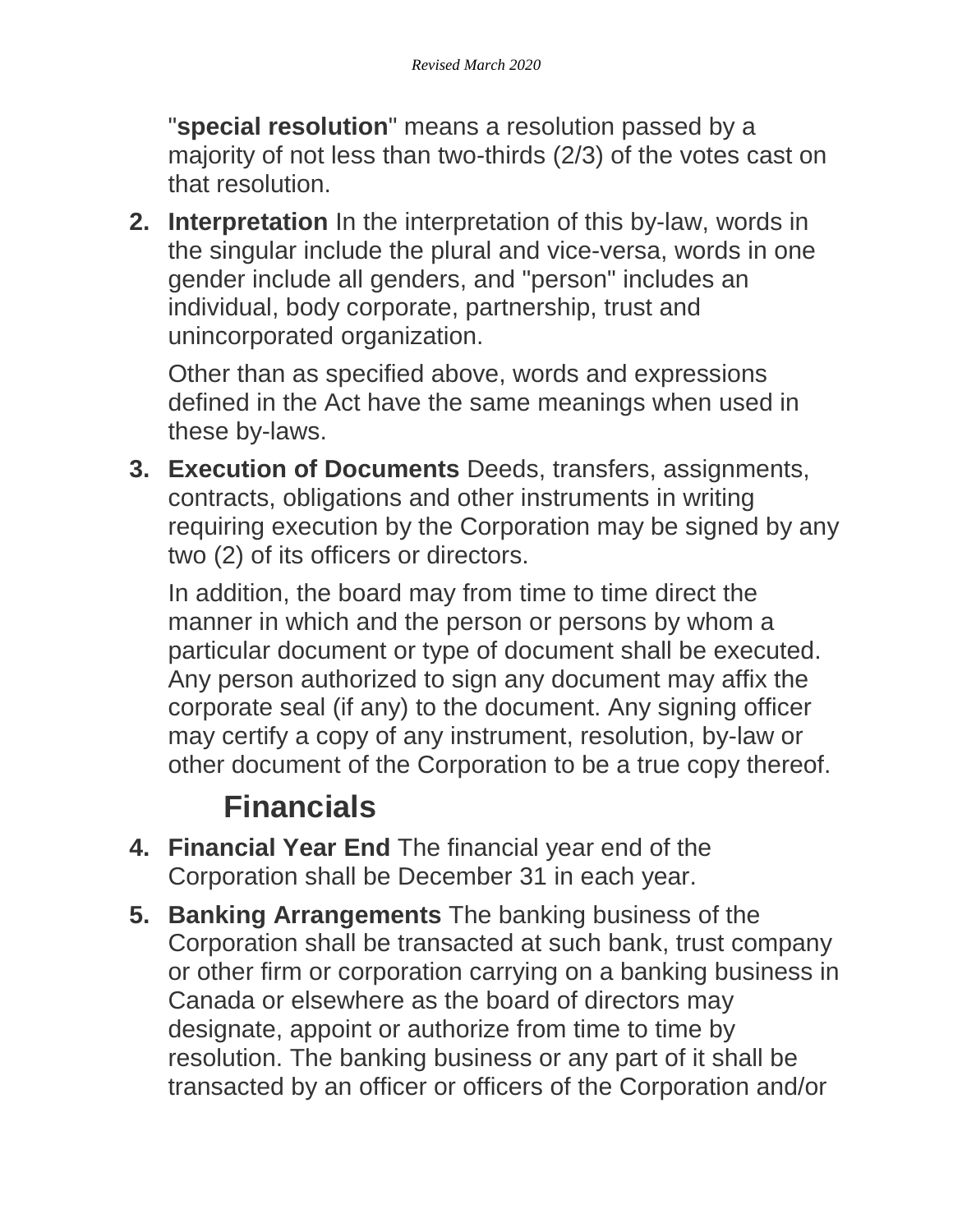"**special resolution**" means a resolution passed by a majority of not less than two-thirds (2/3) of the votes cast on that resolution.

2. **Interpretation** In the interpretation of this by-law, words in the singular include the plural and vice-versa, words in one gender include all genders, and "person" includes an individual, body corporate, partnership, trust and unincorporated organization.

   Other than as specified above, words and expressions defined in the Act have the same meanings when used in these by-laws.

3. **Execution of Documents** Deeds, transfers, assignments, contracts, obligations and other instruments in writing requiring execution by the Corporation may be signed by any two (2) of its officers or directors.

   In addition, the board may from time to time direct the manner in which and the person or persons by whom a particular document or type of document shall be executed. Any person authorized to sign any document may affix the corporate seal (if any) to the document. Any signing officer may certify a copy of any instrument, resolution, by-law or other document of the Corporation to be a true copy thereof.

## Financials

4. **Financial Year End** The financial year end of the Corporation shall be December 31 in each year.

5. **Banking Arrangements** The banking business of the Corporation shall be transacted at such bank, trust company or other firm or corporation carrying on a banking business in Canada or elsewhere as the board of directors may designate, appoint or authorize from time to time by resolution. The banking business or any part of it shall be transacted by an officer or officers of the Corporation and/or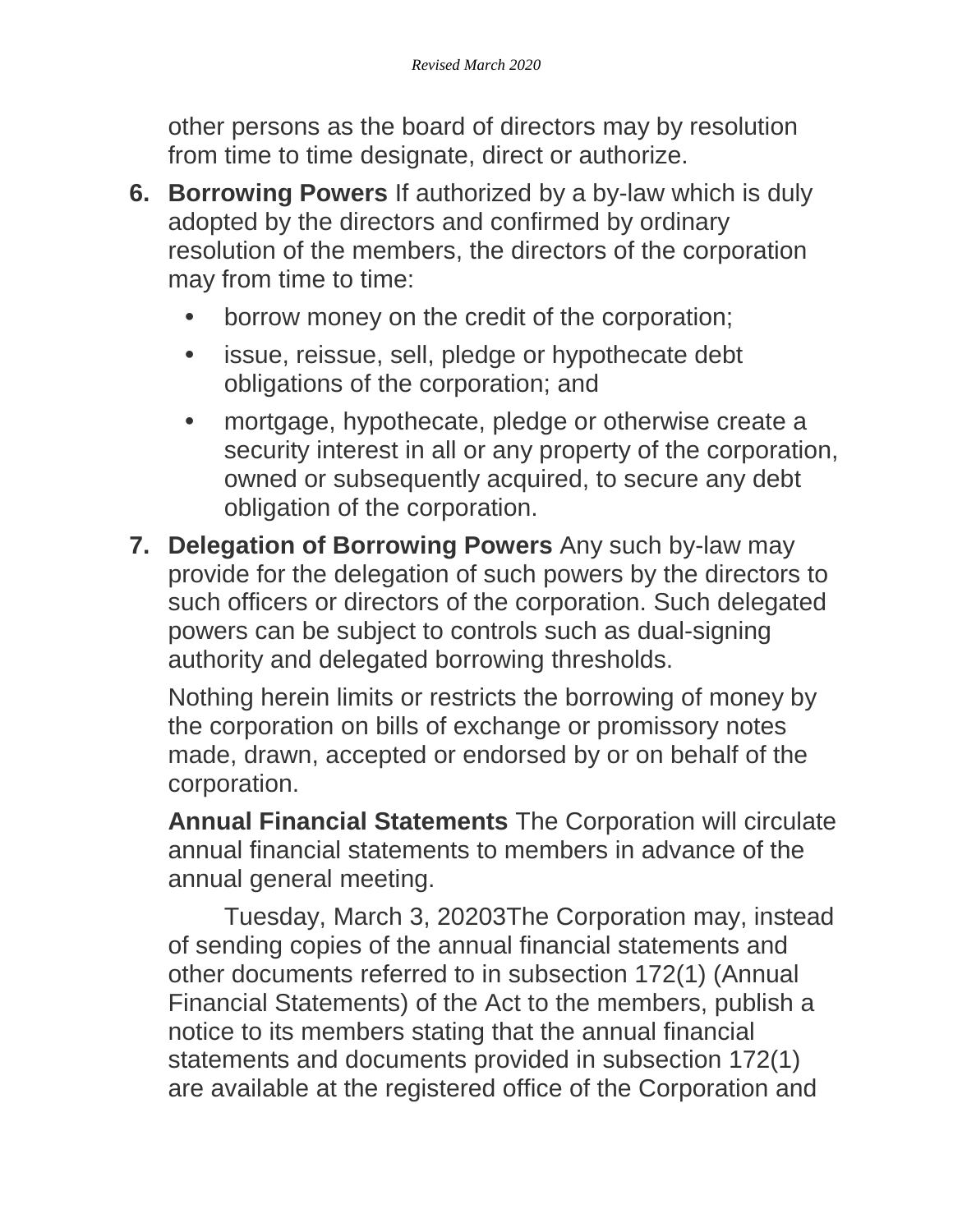other persons as the board of directors may by resolution from time to time designate, direct or authorize.

6. **Borrowing Powers** If authorized by a by-law which is duly adopted by the directors and confirmed by ordinary resolution of the members, the directors of the corporation may from time to time:

   - borrow money on the credit of the corporation;
   - issue, reissue, sell, pledge or hypothecate debt obligations of the corporation; and
   - mortgage, hypothecate, pledge or otherwise create a security interest in all or any property of the corporation, owned or subsequently acquired, to secure any debt obligation of the corporation.

7. **Delegation of Borrowing Powers** Any such by-law may provide for the delegation of such powers by the directors to such officers or directors of the corporation. Such delegated powers can be subject to controls such as dual-signing authority and delegated borrowing thresholds.

   Nothing herein limits or restricts the borrowing of money by the corporation on bills of exchange or promissory notes made, drawn, accepted or endorsed by or on behalf of the corporation.

   **Annual Financial Statements** The Corporation will circulate annual financial statements to members in advance of the annual general meeting.

   Tuesday, March 3, 20203The Corporation may, instead of sending copies of the annual financial statements and other documents referred to in subsection 172(1) (Annual Financial Statements) of the Act to the members, publish a notice to its members stating that the annual financial statements and documents provided in subsection 172(1) are available at the registered office of the Corporation and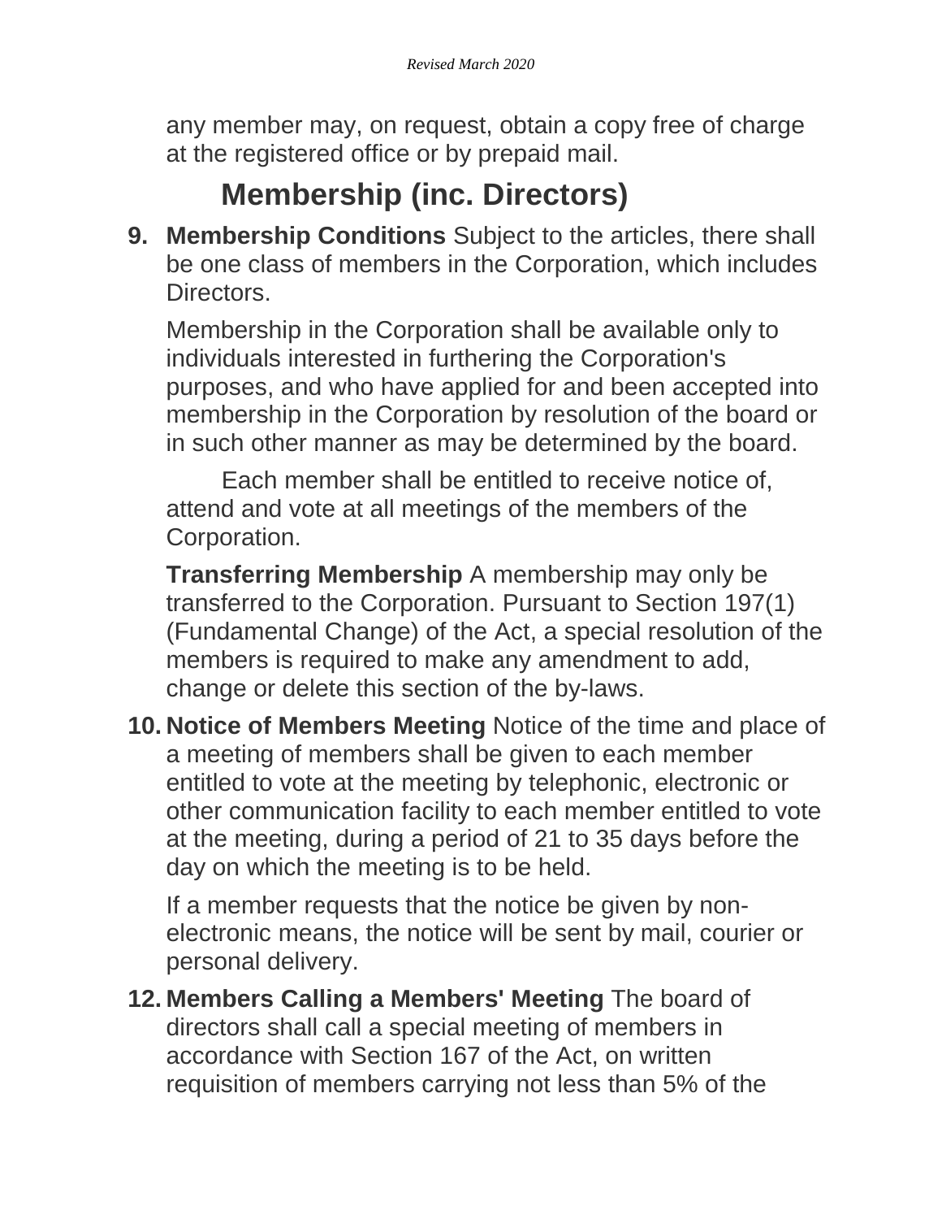any member may, on request, obtain a copy free of charge at the registered office or by prepaid mail.

## Membership (inc. Directors)

**9. Membership Conditions** Subject to the articles, there shall be one class of members in the Corporation, which includes Directors.

Membership in the Corporation shall be available only to individuals interested in furthering the Corporation's purposes, and who have applied for and been accepted into membership in the Corporation by resolution of the board or in such other manner as may be determined by the board.

Each member shall be entitled to receive notice of, attend and vote at all meetings of the members of the Corporation.

**Transferring Membership** A membership may only be transferred to the Corporation. Pursuant to Section 197(1) (Fundamental Change) of the Act, a special resolution of the members is required to make any amendment to add, change or delete this section of the by-laws.

**10. Notice of Members Meeting** Notice of the time and place of a meeting of members shall be given to each member entitled to vote at the meeting by telephonic, electronic or other communication facility to each member entitled to vote at the meeting, during a period of 21 to 35 days before the day on which the meeting is to be held.

If a member requests that the notice be given by non-electronic means, the notice will be sent by mail, courier or personal delivery.

**12. Members Calling a Members' Meeting** The board of directors shall call a special meeting of members in accordance with Section 167 of the Act, on written requisition of members carrying not less than 5% of the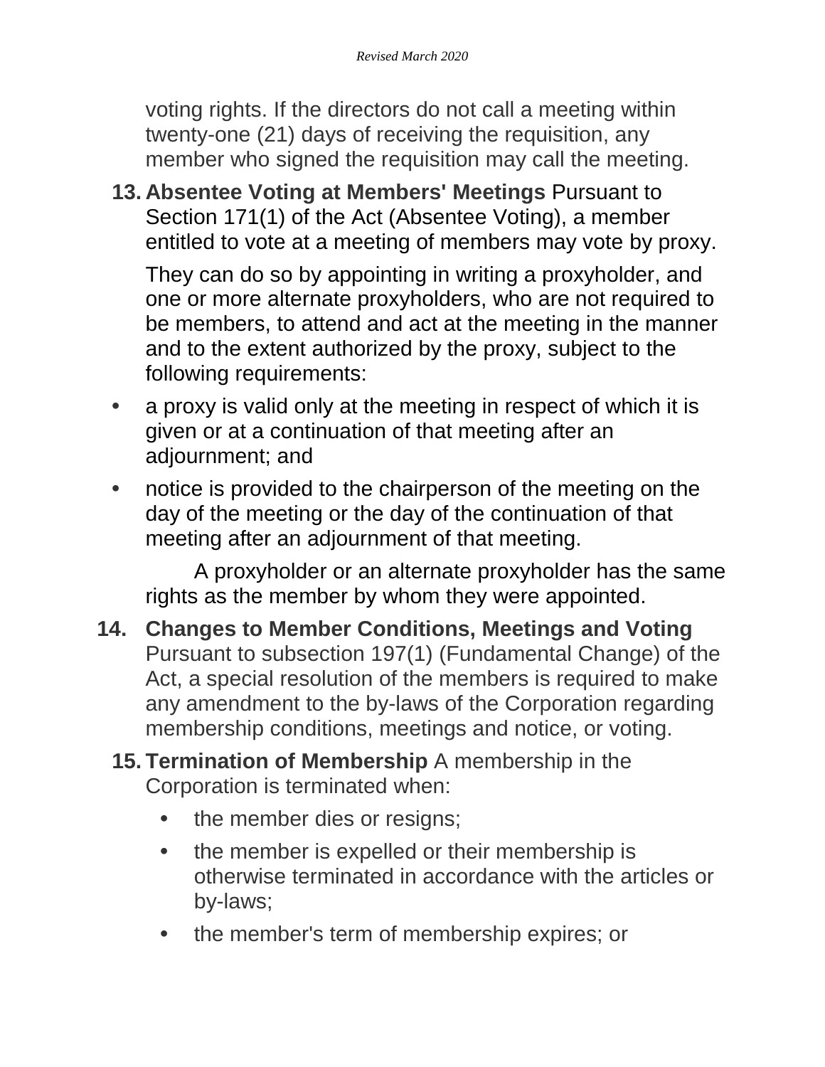voting rights. If the directors do not call a meeting within twenty-one (21) days of receiving the requisition, any member who signed the requisition may call the meeting.

13. **Absentee Voting at Members' Meetings** Pursuant to Section 171(1) of the Act (Absentee Voting), a member entitled to vote at a meeting of members may vote by proxy.

    They can do so by appointing in writing a proxyholder, and one or more alternate proxyholders, who are not required to be members, to attend and act at the meeting in the manner and to the extent authorized by the proxy, subject to the following requirements:

- a proxy is valid only at the meeting in respect of which it is given or at a continuation of that meeting after an adjournment; and
- notice is provided to the chairperson of the meeting on the day of the meeting or the day of the continuation of that meeting after an adjournment of that meeting.

    A proxyholder or an alternate proxyholder has the same rights as the member by whom they were appointed.

14. **Changes to Member Conditions, Meetings and Voting** Pursuant to subsection 197(1) (Fundamental Change) of the Act, a special resolution of the members is required to make any amendment to the by-laws of the Corporation regarding membership conditions, meetings and notice, or voting.

15. **Termination of Membership** A membership in the Corporation is terminated when:
    - the member dies or resigns;
    - the member is expelled or their membership is otherwise terminated in accordance with the articles or by-laws;
    - the member's term of membership expires; or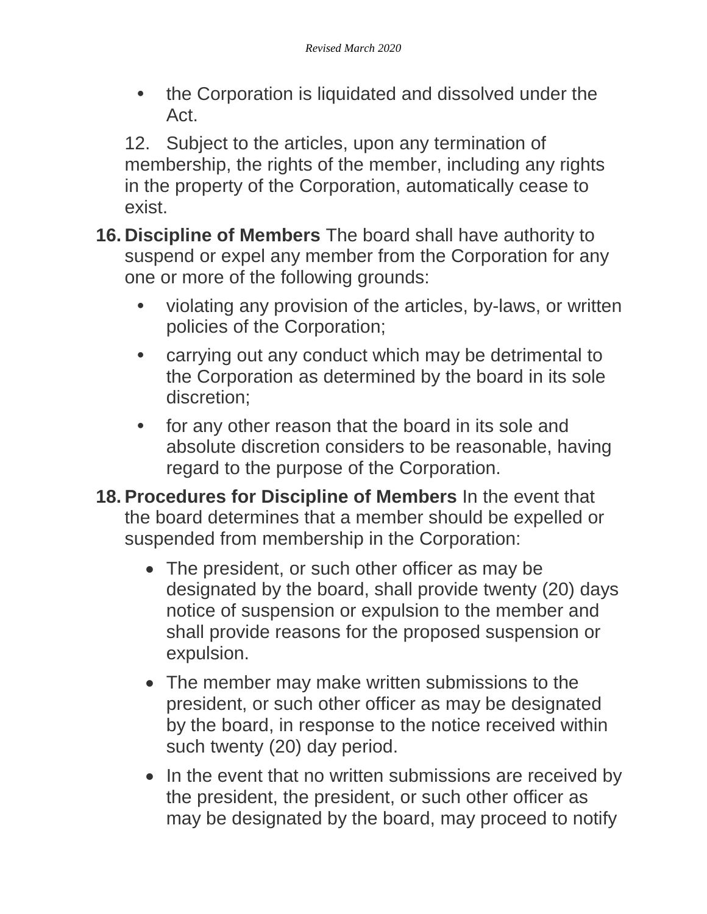- the Corporation is liquidated and dissolved under the Act.

12. Subject to the articles, upon any termination of membership, the rights of the member, including any rights in the property of the Corporation, automatically cease to exist.

16. **Discipline of Members** The board shall have authority to suspend or expel any member from the Corporation for any one or more of the following grounds:
    - violating any provision of the articles, by-laws, or written policies of the Corporation;
    - carrying out any conduct which may be detrimental to the Corporation as determined by the board in its sole discretion;
    - for any other reason that the board in its sole and absolute discretion considers to be reasonable, having regard to the purpose of the Corporation.

18. **Procedures for Discipline of Members** In the event that the board determines that a member should be expelled or suspended from membership in the Corporation:
    - The president, or such other officer as may be designated by the board, shall provide twenty (20) days notice of suspension or expulsion to the member and shall provide reasons for the proposed suspension or expulsion.
    - The member may make written submissions to the president, or such other officer as may be designated by the board, in response to the notice received within such twenty (20) day period.
    - In the event that no written submissions are received by the president, the president, or such other officer as may be designated by the board, may proceed to notify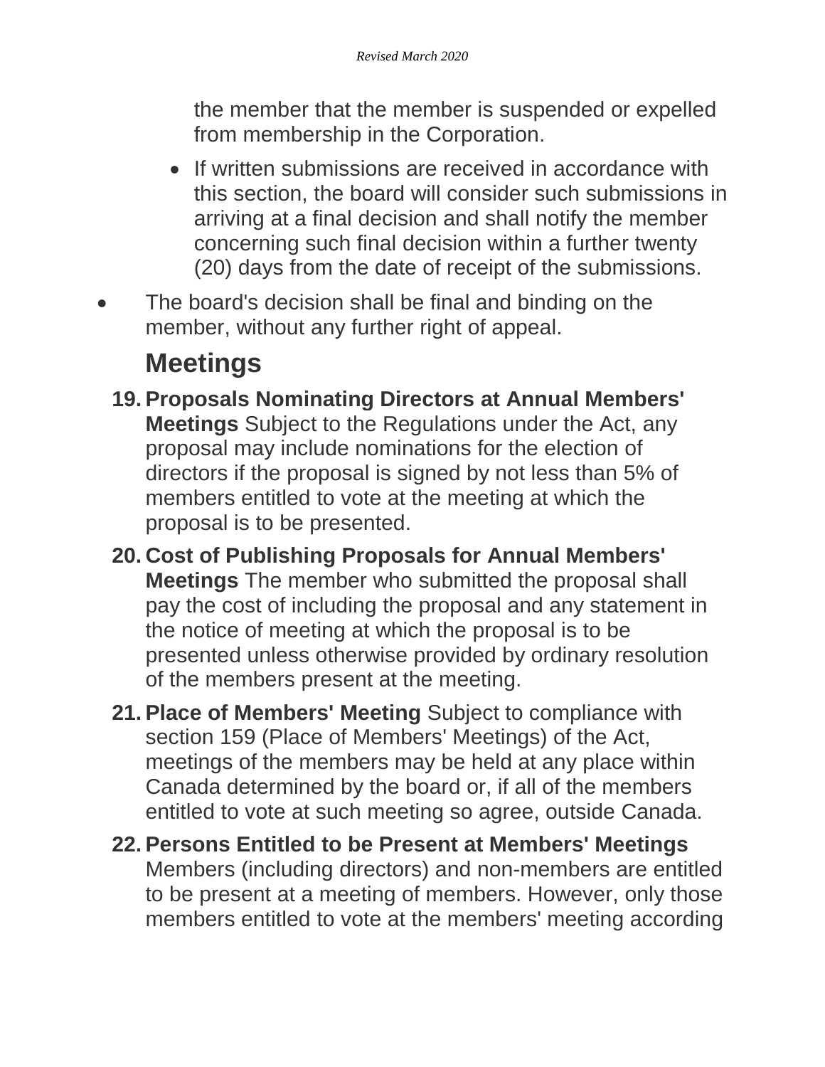the member that the member is suspended or expelled from membership in the Corporation.

  - If written submissions are received in accordance with this section, the board will consider such submissions in arriving at a final decision and shall notify the member concerning such final decision within a further twenty (20) days from the date of receipt of the submissions.

- The board's decision shall be final and binding on the member, without any further right of appeal.

## Meetings

19. **Proposals Nominating Directors at Annual Members' Meetings** Subject to the Regulations under the Act, any proposal may include nominations for the election of directors if the proposal is signed by not less than 5% of members entitled to vote at the meeting at which the proposal is to be presented.
20. **Cost of Publishing Proposals for Annual Members' Meetings** The member who submitted the proposal shall pay the cost of including the proposal and any statement in the notice of meeting at which the proposal is to be presented unless otherwise provided by ordinary resolution of the members present at the meeting.
21. **Place of Members' Meeting** Subject to compliance with section 159 (Place of Members' Meetings) of the Act, meetings of the members may be held at any place within Canada determined by the board or, if all of the members entitled to vote at such meeting so agree, outside Canada.
22. **Persons Entitled to be Present at Members' Meetings** Members (including directors) and non-members are entitled to be present at a meeting of members. However, only those members entitled to vote at the members' meeting according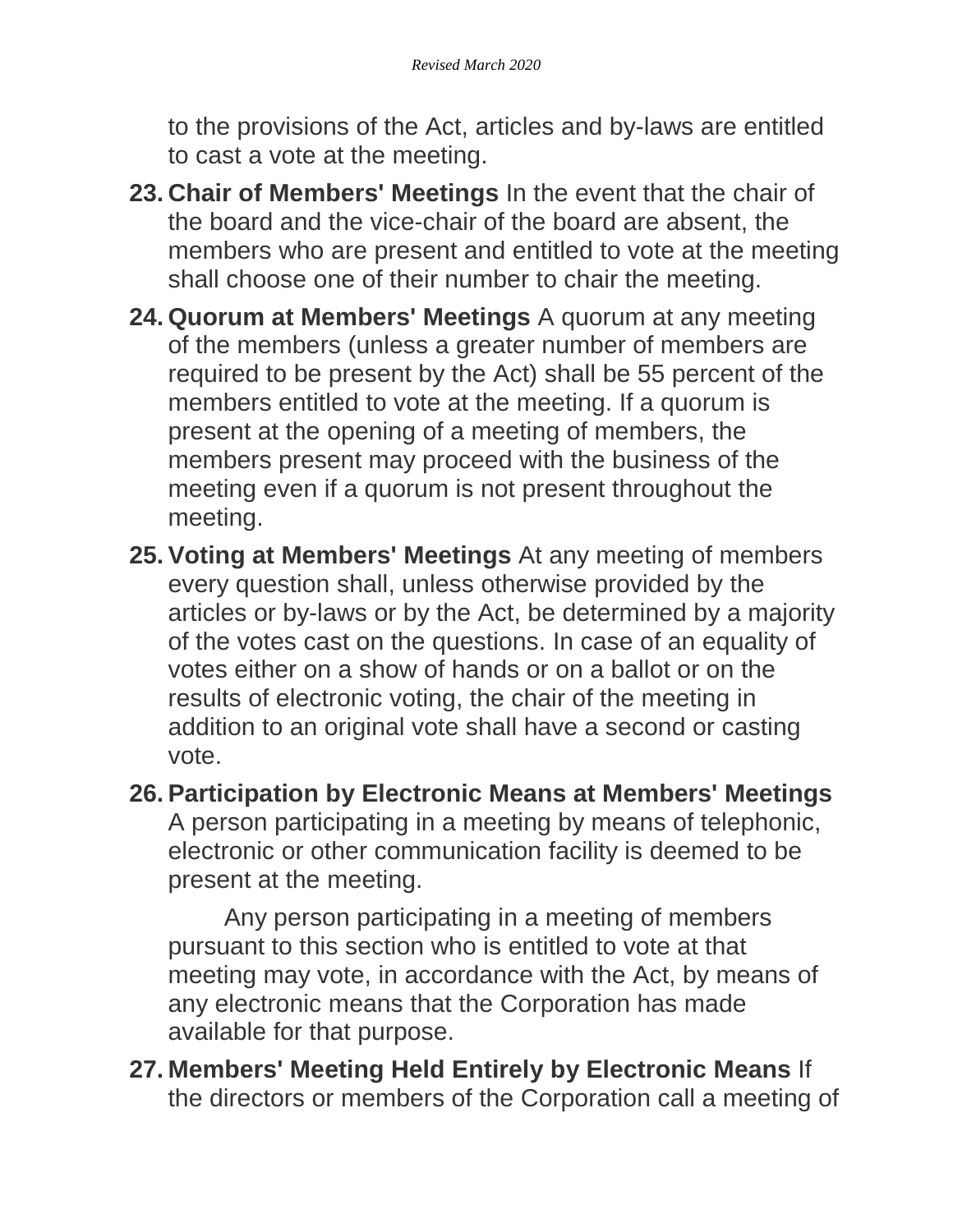to the provisions of the Act, articles and by-laws are entitled to cast a vote at the meeting.

23. **Chair of Members' Meetings** In the event that the chair of the board and the vice-chair of the board are absent, the members who are present and entitled to vote at the meeting shall choose one of their number to chair the meeting.

24. **Quorum at Members' Meetings** A quorum at any meeting of the members (unless a greater number of members are required to be present by the Act) shall be 55 percent of the members entitled to vote at the meeting. If a quorum is present at the opening of a meeting of members, the members present may proceed with the business of the meeting even if a quorum is not present throughout the meeting.

25. **Voting at Members' Meetings** At any meeting of members every question shall, unless otherwise provided by the articles or by-laws or by the Act, be determined by a majority of the votes cast on the questions. In case of an equality of votes either on a show of hands or on a ballot or on the results of electronic voting, the chair of the meeting in addition to an original vote shall have a second or casting vote.

26. **Participation by Electronic Means at Members' Meetings** A person participating in a meeting by means of telephonic, electronic or other communication facility is deemed to be present at the meeting.

    Any person participating in a meeting of members pursuant to this section who is entitled to vote at that meeting may vote, in accordance with the Act, by means of any electronic means that the Corporation has made available for that purpose.

27. **Members' Meeting Held Entirely by Electronic Means** If the directors or members of the Corporation call a meeting of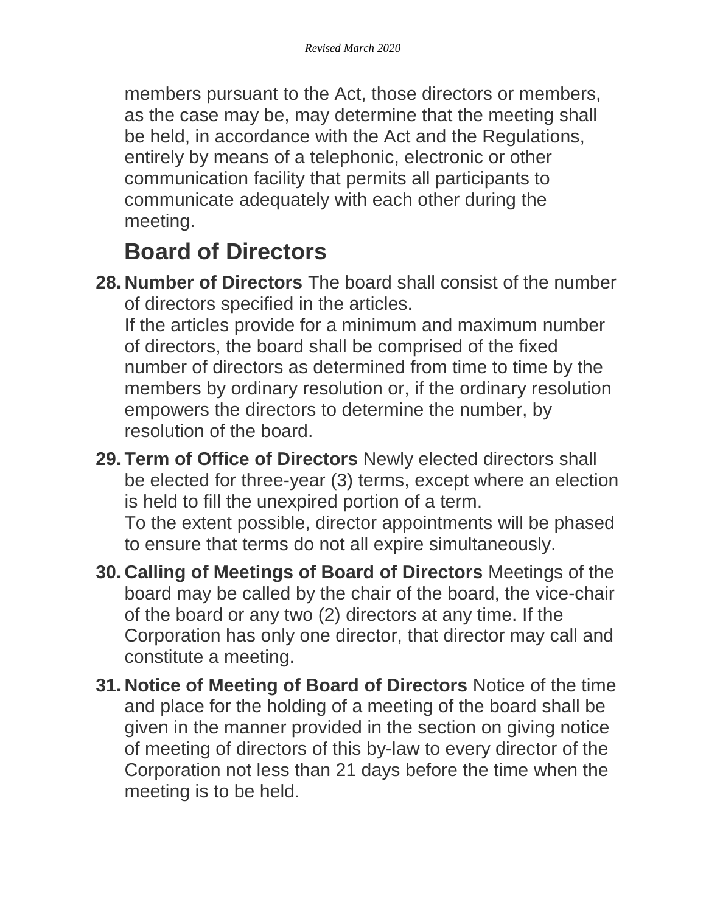members pursuant to the Act, those directors or members, as the case may be, may determine that the meeting shall be held, in accordance with the Act and the Regulations, entirely by means of a telephonic, electronic or other communication facility that permits all participants to communicate adequately with each other during the meeting.

## Board of Directors

28. **Number of Directors** The board shall consist of the number of directors specified in the articles.
    If the articles provide for a minimum and maximum number of directors, the board shall be comprised of the fixed number of directors as determined from time to time by the members by ordinary resolution or, if the ordinary resolution empowers the directors to determine the number, by resolution of the board.

29. **Term of Office of Directors** Newly elected directors shall be elected for three-year (3) terms, except where an election is held to fill the unexpired portion of a term.
    To the extent possible, director appointments will be phased to ensure that terms do not all expire simultaneously.

30. **Calling of Meetings of Board of Directors** Meetings of the board may be called by the chair of the board, the vice-chair of the board or any two (2) directors at any time. If the Corporation has only one director, that director may call and constitute a meeting.

31. **Notice of Meeting of Board of Directors** Notice of the time and place for the holding of a meeting of the board shall be given in the manner provided in the section on giving notice of meeting of directors of this by-law to every director of the Corporation not less than 21 days before the time when the meeting is to be held.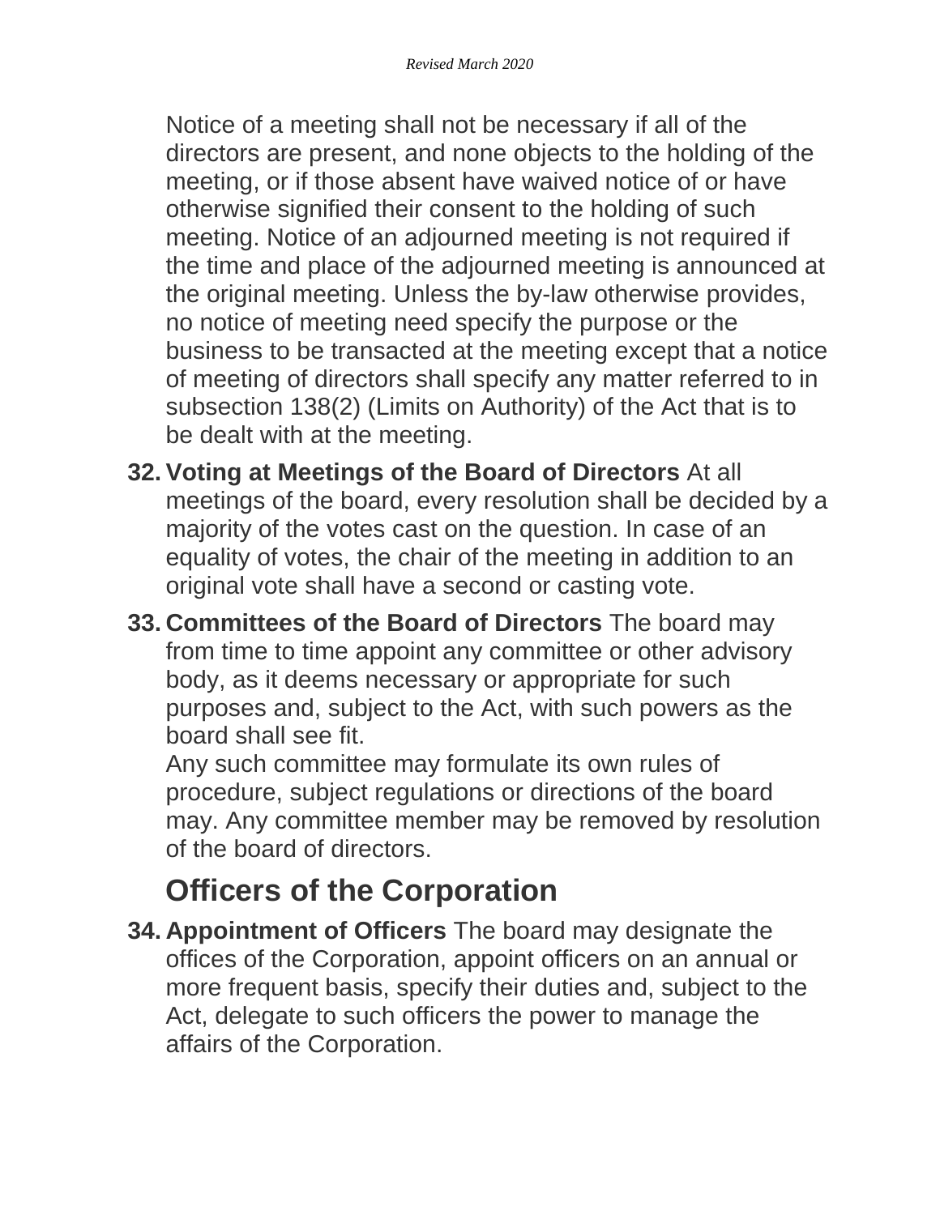Notice of a meeting shall not be necessary if all of the directors are present, and none objects to the holding of the meeting, or if those absent have waived notice of or have otherwise signified their consent to the holding of such meeting. Notice of an adjourned meeting is not required if the time and place of the adjourned meeting is announced at the original meeting. Unless the by-law otherwise provides, no notice of meeting need specify the purpose or the business to be transacted at the meeting except that a notice of meeting of directors shall specify any matter referred to in subsection 138(2) (Limits on Authority) of the Act that is to be dealt with at the meeting.

32. **Voting at Meetings of the Board of Directors** At all meetings of the board, every resolution shall be decided by a majority of the votes cast on the question. In case of an equality of votes, the chair of the meeting in addition to an original vote shall have a second or casting vote.

33. **Committees of the Board of Directors** The board may from time to time appoint any committee or other advisory body, as it deems necessary or appropriate for such purposes and, subject to the Act, with such powers as the board shall see fit.
    Any such committee may formulate its own rules of procedure, subject regulations or directions of the board may. Any committee member may be removed by resolution of the board of directors.

## Officers of the Corporation

34. **Appointment of Officers** The board may designate the offices of the Corporation, appoint officers on an annual or more frequent basis, specify their duties and, subject to the Act, delegate to such officers the power to manage the affairs of the Corporation.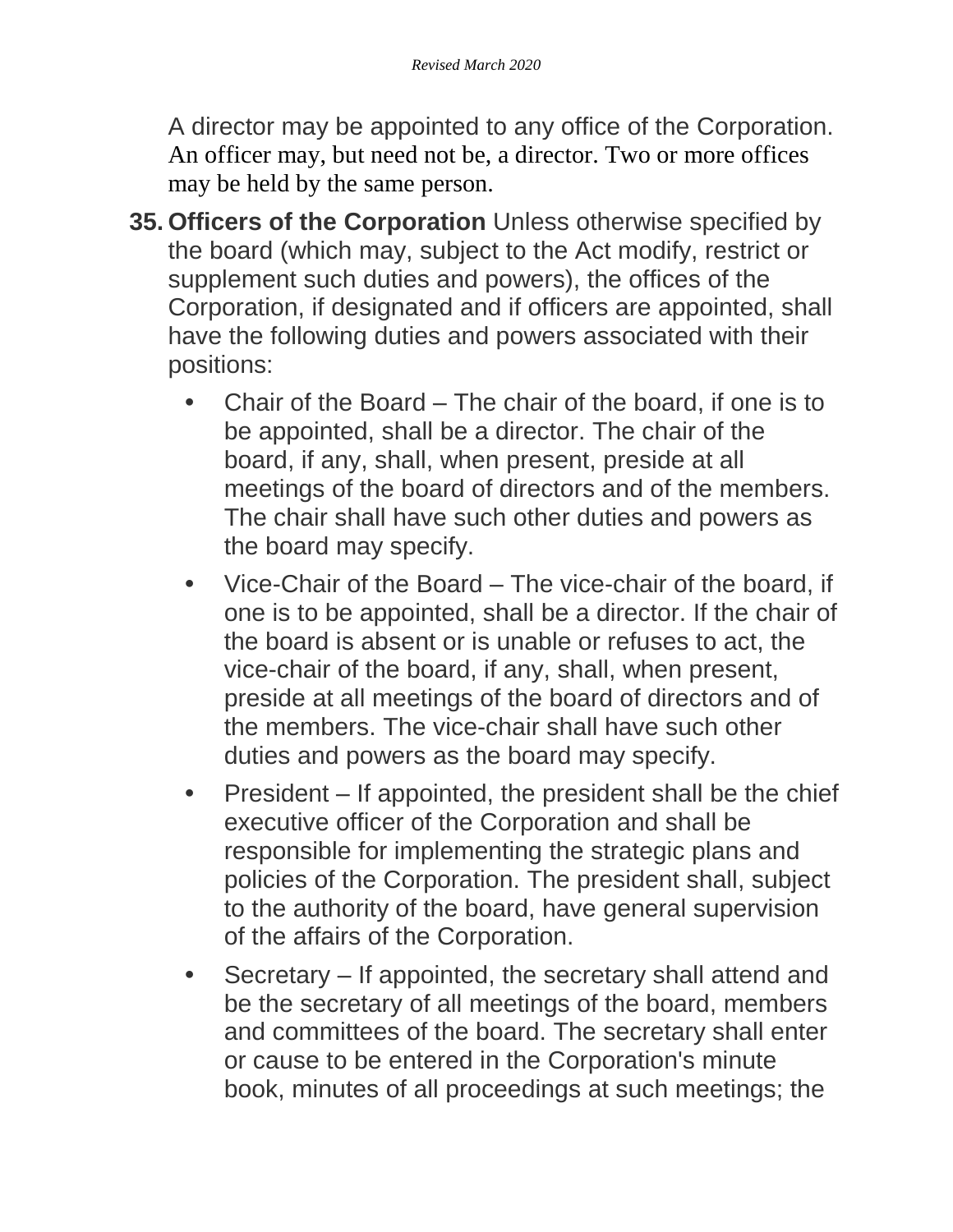A director may be appointed to any office of the Corporation. An officer may, but need not be, a director. Two or more offices may be held by the same person.

35. **Officers of the Corporation** Unless otherwise specified by the board (which may, subject to the Act modify, restrict or supplement such duties and powers), the offices of the Corporation, if designated and if officers are appointed, shall have the following duties and powers associated with their positions:

   - Chair of the Board – The chair of the board, if one is to be appointed, shall be a director. The chair of the board, if any, shall, when present, preside at all meetings of the board of directors and of the members. The chair shall have such other duties and powers as the board may specify.
   - Vice-Chair of the Board – The vice-chair of the board, if one is to be appointed, shall be a director. If the chair of the board is absent or is unable or refuses to act, the vice-chair of the board, if any, shall, when present, preside at all meetings of the board of directors and of the members. The vice-chair shall have such other duties and powers as the board may specify.
   - President – If appointed, the president shall be the chief executive officer of the Corporation and shall be responsible for implementing the strategic plans and policies of the Corporation. The president shall, subject to the authority of the board, have general supervision of the affairs of the Corporation.
   - Secretary – If appointed, the secretary shall attend and be the secretary of all meetings of the board, members and committees of the board. The secretary shall enter or cause to be entered in the Corporation's minute book, minutes of all proceedings at such meetings; the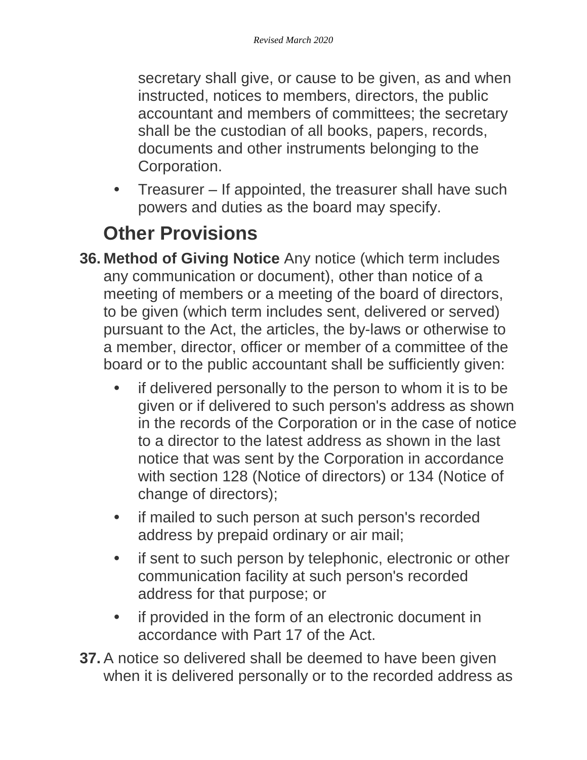secretary shall give, or cause to be given, as and when instructed, notices to members, directors, the public accountant and members of committees; the secretary shall be the custodian of all books, papers, records, documents and other instruments belonging to the Corporation.

- Treasurer – If appointed, the treasurer shall have such powers and duties as the board may specify.

## Other Provisions

36. **Method of Giving Notice** Any notice (which term includes any communication or document), other than notice of a meeting of members or a meeting of the board of directors, to be given (which term includes sent, delivered or served) pursuant to the Act, the articles, the by-laws or otherwise to a member, director, officer or member of a committee of the board or to the public accountant shall be sufficiently given:
    - if delivered personally to the person to whom it is to be given or if delivered to such person's address as shown in the records of the Corporation or in the case of notice to a director to the latest address as shown in the last notice that was sent by the Corporation in accordance with section 128 (Notice of directors) or 134 (Notice of change of directors);
    - if mailed to such person at such person's recorded address by prepaid ordinary or air mail;
    - if sent to such person by telephonic, electronic or other communication facility at such person's recorded address for that purpose; or
    - if provided in the form of an electronic document in accordance with Part 17 of the Act.
37. A notice so delivered shall be deemed to have been given when it is delivered personally or to the recorded address as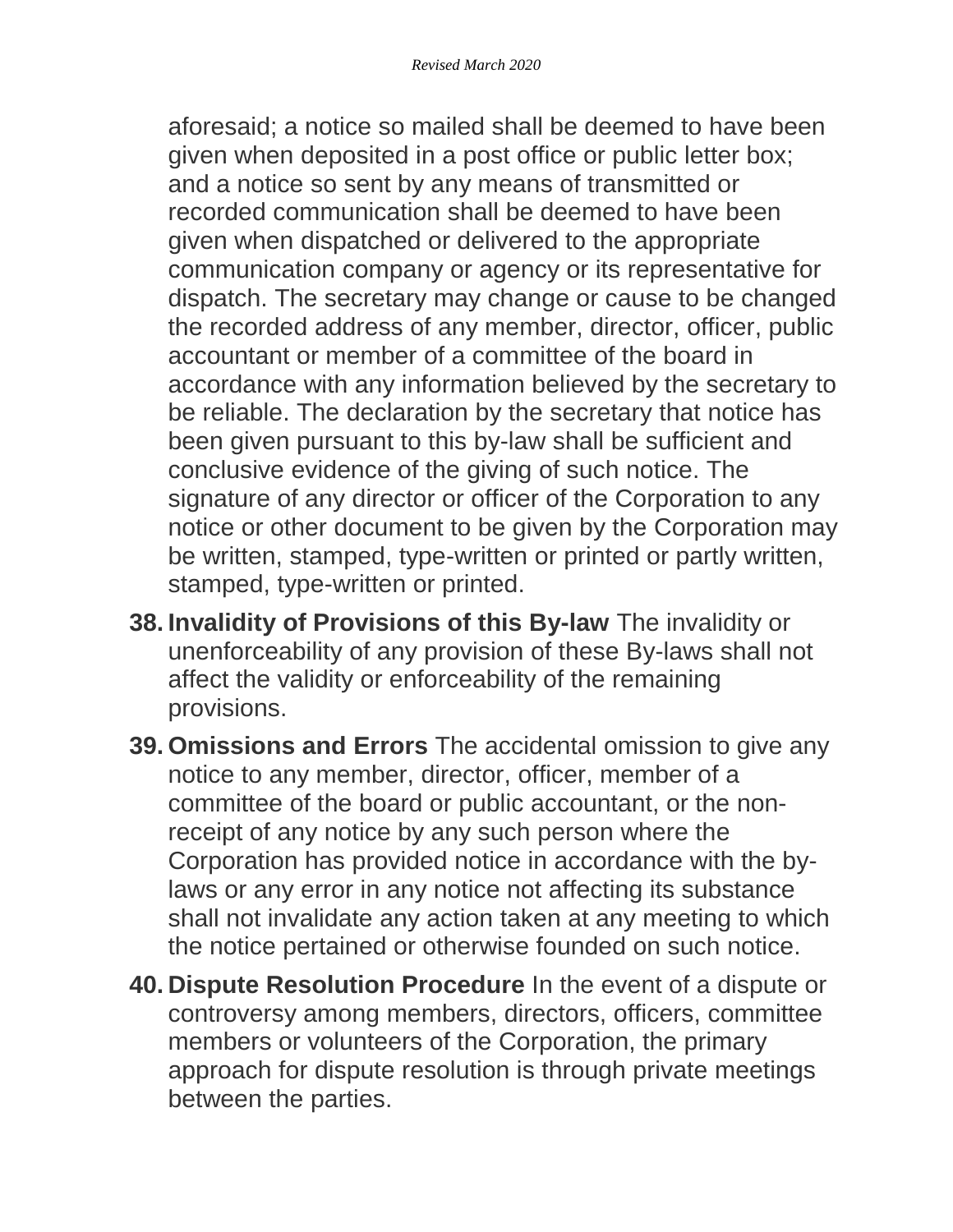aforesaid; a notice so mailed shall be deemed to have been given when deposited in a post office or public letter box; and a notice so sent by any means of transmitted or recorded communication shall be deemed to have been given when dispatched or delivered to the appropriate communication company or agency or its representative for dispatch. The secretary may change or cause to be changed the recorded address of any member, director, officer, public accountant or member of a committee of the board in accordance with any information believed by the secretary to be reliable. The declaration by the secretary that notice has been given pursuant to this by-law shall be sufficient and conclusive evidence of the giving of such notice. The signature of any director or officer of the Corporation to any notice or other document to be given by the Corporation may be written, stamped, type-written or printed or partly written, stamped, type-written or printed.

38. **Invalidity of Provisions of this By-law** The invalidity or unenforceability of any provision of these By-laws shall not affect the validity or enforceability of the remaining provisions.

39. **Omissions and Errors** The accidental omission to give any notice to any member, director, officer, member of a committee of the board or public accountant, or the non-receipt of any notice by any such person where the Corporation has provided notice in accordance with the by-laws or any error in any notice not affecting its substance shall not invalidate any action taken at any meeting to which the notice pertained or otherwise founded on such notice.

40. **Dispute Resolution Procedure** In the event of a dispute or controversy among members, directors, officers, committee members or volunteers of the Corporation, the primary approach for dispute resolution is through private meetings between the parties.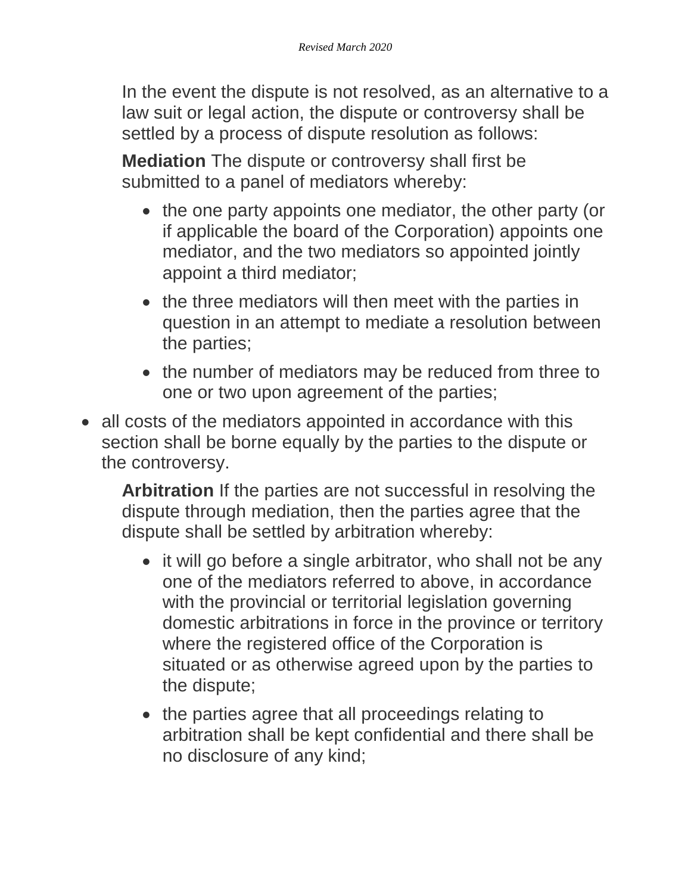In the event the dispute is not resolved, as an alternative to a law suit or legal action, the dispute or controversy shall be settled by a process of dispute resolution as follows:

**Mediation** The dispute or controversy shall first be submitted to a panel of mediators whereby:

- the one party appoints one mediator, the other party (or if applicable the board of the Corporation) appoints one mediator, and the two mediators so appointed jointly appoint a third mediator;
- the three mediators will then meet with the parties in question in an attempt to mediate a resolution between the parties;
- the number of mediators may be reduced from three to one or two upon agreement of the parties;

- all costs of the mediators appointed in accordance with this section shall be borne equally by the parties to the dispute or the controversy.

**Arbitration** If the parties are not successful in resolving the dispute through mediation, then the parties agree that the dispute shall be settled by arbitration whereby:

- it will go before a single arbitrator, who shall not be any one of the mediators referred to above, in accordance with the provincial or territorial legislation governing domestic arbitrations in force in the province or territory where the registered office of the Corporation is situated or as otherwise agreed upon by the parties to the dispute;
- the parties agree that all proceedings relating to arbitration shall be kept confidential and there shall be no disclosure of any kind;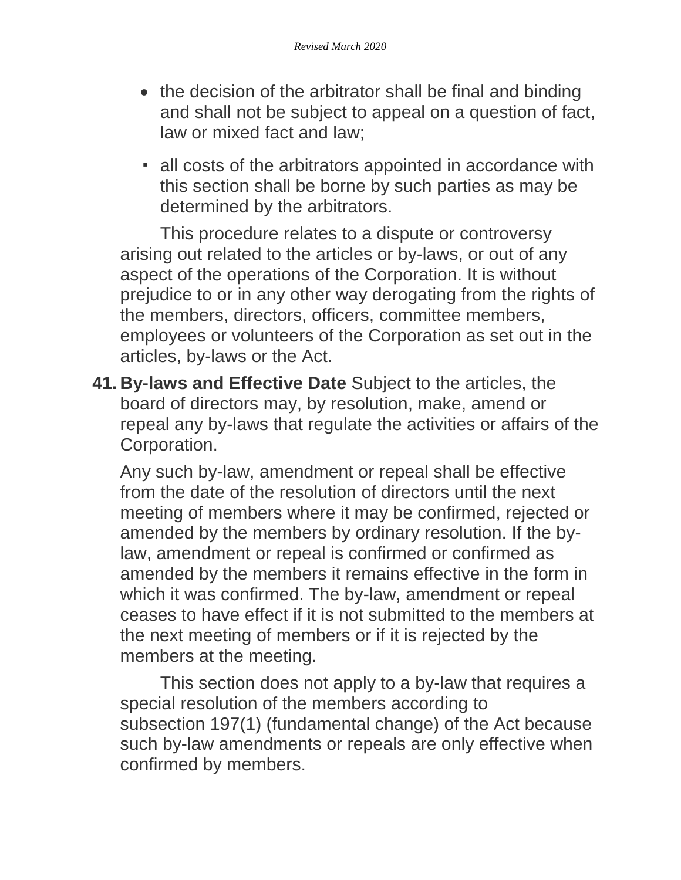- the decision of the arbitrator shall be final and binding and shall not be subject to appeal on a question of fact, law or mixed fact and law;
- all costs of the arbitrators appointed in accordance with this section shall be borne by such parties as may be determined by the arbitrators.

This procedure relates to a dispute or controversy arising out related to the articles or by-laws, or out of any aspect of the operations of the Corporation. It is without prejudice to or in any other way derogating from the rights of the members, directors, officers, committee members, employees or volunteers of the Corporation as set out in the articles, by-laws or the Act.

41. **By-laws and Effective Date** Subject to the articles, the board of directors may, by resolution, make, amend or repeal any by-laws that regulate the activities or affairs of the Corporation.

Any such by-law, amendment or repeal shall be effective from the date of the resolution of directors until the next meeting of members where it may be confirmed, rejected or amended by the members by ordinary resolution. If the by-law, amendment or repeal is confirmed or confirmed as amended by the members it remains effective in the form in which it was confirmed. The by-law, amendment or repeal ceases to have effect if it is not submitted to the members at the next meeting of members or if it is rejected by the members at the meeting.

This section does not apply to a by-law that requires a special resolution of the members according to subsection 197(1) (fundamental change) of the Act because such by-law amendments or repeals are only effective when confirmed by members.